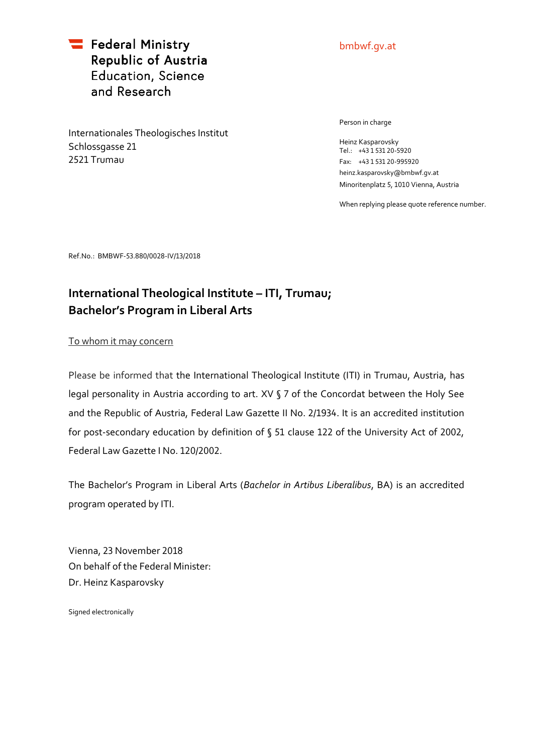Federal Ministry
Republic of Austria
Education, Science
and Research

bmbwf.gv.at

Internationales Theologisches Institut
Schlossgasse 21
2521 Trumau

Person in charge

Heinz Kasparovsky
Tel.: +43 1 531 20-5920
Fax: +43 1 531 20-995920
heinz.kasparovsky@bmbwf.gv.at
Minoritenplatz 5, 1010 Vienna, Austria

When replying please quote reference number.

Ref.No.: BMBWF-53.880/0028-IV/13/2018

## International Theological Institute – ITI, Trumau; Bachelor's Program in Liberal Arts

To whom it may concern

Please be informed that the International Theological Institute (ITI) in Trumau, Austria, has legal personality in Austria according to art. XV § 7 of the Concordat between the Holy See and the Republic of Austria, Federal Law Gazette II No. 2/1934. It is an accredited institution for post-secondary education by definition of § 51 clause 122 of the University Act of 2002, Federal Law Gazette I No. 120/2002.

The Bachelor's Program in Liberal Arts (*Bachelor in Artibus Liberalibus*, BA) is an accredited program operated by ITI.

Vienna, 23 November 2018
On behalf of the Federal Minister:
Dr. Heinz Kasparovsky

Signed electronically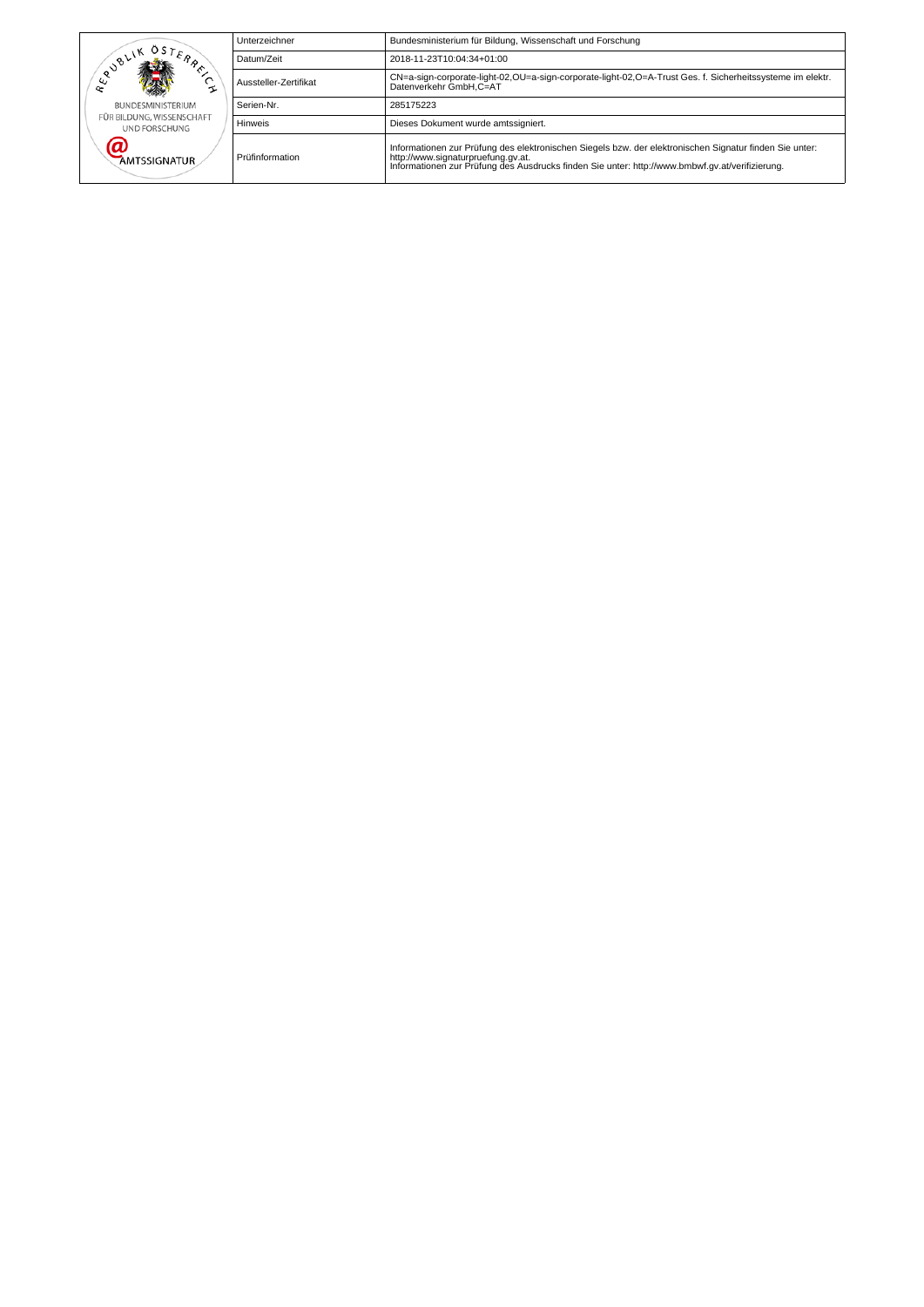| | | |
|---|---|---|
| REPUBLIK ÖSTERREICH BUNDESMINISTERIUM FÜR BILDUNG, WISSENSCHAFT UND FORSCHUNG @ AMTSSIGNATUR | Unterzeichner | Bundesministerium für Bildung, Wissenschaft und Forschung |
| | Datum/Zeit | 2018-11-23T10:04:34+01:00 |
| | Aussteller-Zertifikat | CN=a-sign-corporate-light-02,OU=a-sign-corporate-light-02,O=A-Trust Ges. f. Sicherheitssysteme im elektr. Datenverkehr GmbH,C=AT |
| | Serien-Nr. | 285175223 |
| | Hinweis | Dieses Dokument wurde amtssigniert. |
| | Prüfinformation | Informationen zur Prüfung des elektronischen Siegels bzw. der elektronischen Signatur finden Sie unter: http://www.signaturpruefung.gv.at. Informationen zur Prüfung des Ausdrucks finden Sie unter: http://www.bmbwf.gv.at/verifizierung. |